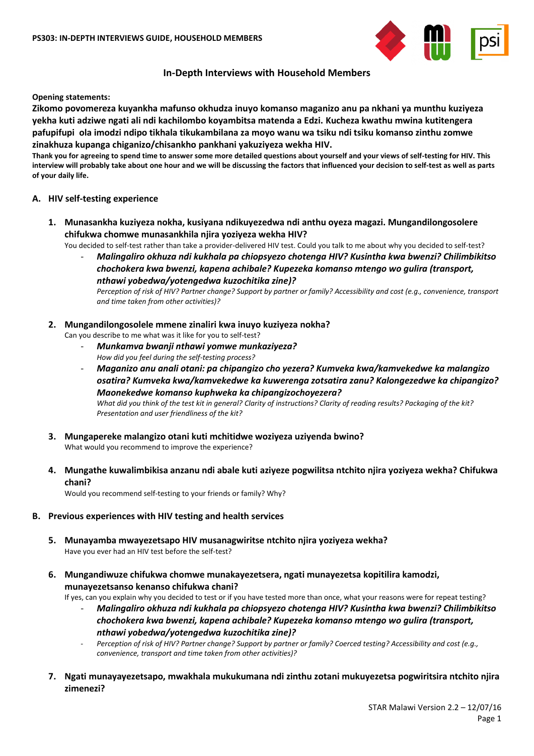# In-Depth Interviews with Household Members

**Opening statements:**

**Zikomo povomereza kuyankha mafunso okhudza inuyo komanso maganizo anu pa nkhani ya munthu kuziyeza yekha kuti adziwe ngati ali ndi kachilombo koyambitsa matenda a Edzi. Kucheza kwathu mwina kutitengera pafupifupi ola imodzi ndipo tikhala tikukambilana za moyo wanu wa tsiku ndi tsiku komanso zinthu zomwe zinakhuza kupanga chiganizo/chisankho pankhani yakuziyeza wekha HIV.**

**Thank you for agreeing to spend time to answer some more detailed questions about yourself and your views of self-testing for HIV. This interview will probably take about one hour and we will be discussing the factors that influenced your decision to self-test as well as parts of your daily life.**

## A. HIV self-testing experience

1. **Munasankha kuziyeza nokha, kusiyana ndikuyezedwa ndi anthu oyeza magazi. Mungandilongosolere chifukwa chomwe munasankhila njira yoziyeza wekha HIV?**
   You decided to self-test rather than take a provider-delivered HIV test. Could you talk to me about why you decided to self-test?
   - ***Malingaliro okhuza ndi kukhala pa chiopsyezo chotenga HIV? Kusintha kwa bwenzi? Chilimbikitso chochokera kwa bwenzi, kapena achibale? Kupezeka komanso mtengo wo gulira (transport, nthawi yobedwa/yotengedwa kuzochitika zine)?***
     *Perception of risk of HIV? Partner change? Support by partner or family? Accessibility and cost (e.g., convenience, transport and time taken from other activities)?*

2. **Mungandilongosolele mmene zinaliri kwa inuyo kuziyeza nokha?**
   Can you describe to me what was it like for you to self-test?
   - ***Munkamva bwanji nthawi yomwe munkaziyeza?***
     *How did you feel during the self-testing process?*
   - ***Maganizo anu anali otani: pa chipangizo cho yezera? Kumveka kwa/kamvekedwe ka malangizo osatira? Kumveka kwa/kamvekedwe ka kuwerenga zotsatira zanu? Kalongezedwe ka chipangizo? Maonekedwe komanso kuphweka ka chipangizochoyezera?***
     *What did you think of the test kit in general? Clarity of instructions? Clarity of reading results? Packaging of the kit? Presentation and user friendliness of the kit?*

3. **Mungapereke malangizo otani kuti mchitidwe woziyeza uziyenda bwino?**
   What would you recommend to improve the experience?

4. **Mungathe kuwalimbikisa anzanu ndi abale kuti aziyeze pogwilitsa ntchito njira yoziyeza wekha? Chifukwa chani?**
   Would you recommend self-testing to your friends or family? Why?

## B. Previous experiences with HIV testing and health services

5. **Munayamba mwayezetsapo HIV musanagwiritse ntchito njira yoziyeza wekha?**
   Have you ever had an HIV test before the self-test?

6. **Mungandiwuze chifukwa chomwe munakayezetsera, ngati munayezetsa kopitilira kamodzi, munayezetsanso kenanso chifukwa chani?**
   If yes, can you explain why you decided to test or if you have tested more than once, what your reasons were for repeat testing?
   - ***Malingaliro okhuza ndi kukhala pa chiopsyezo chotenga HIV? Kusintha kwa bwenzi? Chilimbikitso chochokera kwa bwenzi, kapena achibale? Kupezeka komanso mtengo wo gulira (transport, nthawi yobedwa/yotengedwa kuzochitika zine)?***
   - *Perception of risk of HIV? Partner change? Support by partner or family? Coerced testing? Accessibility and cost (e.g., convenience, transport and time taken from other activities)?*

7. **Ngati munayayezetsapo, mwakhala mukukumana ndi zinthu zotani mukuyezetsa pogwiritsira ntchito njira zimenezi?**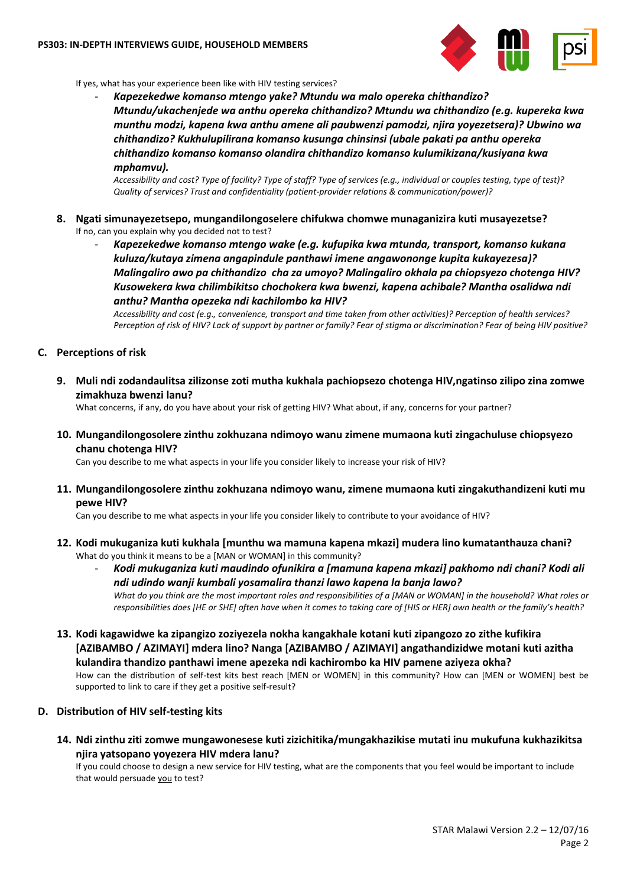If yes, what has your experience been like with HIV testing services?

- ***Kapezekedwe komanso mtengo yake? Mtundu wa malo opereka chithandizo? Mtundu/ukachenjede wa anthu opereka chithandizo? Mtundu wa chithandizo (e.g. kupereka kwa munthu modzi, kapena kwa anthu amene ali paubwenzi pamodzi, njira yoyezetsera)? Ubwino wa chithandizo? Kukhulupilirana komanso kusunga chinsinsi (ubale pakati pa anthu opereka chithandizo komanso komanso olandira chithandizo komanso kulumikizana/kusiyana kwa mphamvu).***
  *Accessibility and cost? Type of facility? Type of staff? Type of services (e.g., individual or couples testing, type of test)? Quality of services? Trust and confidentiality (patient-provider relations & communication/power)?*

8. **Ngati simunayezetsepo, mungandilongoselere chifukwa chomwe munaganizira kuti musayezetse?**
   If no, can you explain why you decided not to test?
   - ***Kapezekedwe komanso mtengo wake (e.g. kufupika kwa mtunda, transport, komanso kukana kuluza/kutaya zimena angapindule panthawi imene angawononge kupita kukayezesa)? Malingaliro awo pa chithandizo cha za umoyo? Malingaliro okhala pa chiopsyezo chotenga HIV? Kusowekera kwa chilimbikitso chochokera kwa bwenzi, kapena achibale? Mantha osalidwa ndi anthu? Mantha opezeka ndi kachilombo ka HIV?***
     *Accessibility and cost (e.g., convenience, transport and time taken from other activities)? Perception of health services? Perception of risk of HIV? Lack of support by partner or family? Fear of stigma or discrimination? Fear of being HIV positive?*

## C. Perceptions of risk

9. **Muli ndi zodandaulitsa zilizonse zoti mutha kukhala pachiopsezo chotenga HIV,ngatinso zilipo zina zomwe zimakhuza bwenzi lanu?**
   What concerns, if any, do you have about your risk of getting HIV? What about, if any, concerns for your partner?

10. **Mungandilongosolere zinthu zokhuzana ndimoyo wanu zimene mumaona kuti zingachuluse chiopsyezo chanu chotenga HIV?**
    Can you describe to me what aspects in your life you consider likely to increase your risk of HIV?

11. **Mungandilongosolere zinthu zokhuzana ndimoyo wanu, zimene mumaona kuti zingakuthandizeni kuti mu pewe HIV?**
    Can you describe to me what aspects in your life you consider likely to contribute to your avoidance of HIV?

12. **Kodi mukuganiza kuti kukhala [munthu wa mamuna kapena mkazi] mudera lino kumatanthauza chani?**
    What do you think it means to be a [MAN or WOMAN] in this community?
    - ***Kodi mukuganiza kuti maudindo ofunikira a [mamuna kapena mkazi] pakhomo ndi chani? Kodi ali ndi udindo wanji kumbali yosamalira thanzi lawo kapena la banja lawo?***
      *What do you think are the most important roles and responsibilities of a [MAN or WOMAN] in the household? What roles or responsibilities does [HE or SHE] often have when it comes to taking care of [HIS or HER] own health or the family's health?*

13. **Kodi kagawidwe ka zipangizo zoziyezela nokha kangakhale kotani kuti zipangozo zo zithe kufikira [AZIBAMBO / AZIMAYI] mdera lino? Nanga [AZIBAMBO / AZIMAYI] angathandizidwe motani kuti azitha kulandira thandizo panthawi imene apezeka ndi kachirombo ka HIV pamene aziyeza okha?**
    How can the distribution of self-test kits best reach [MEN or WOMEN] in this community? How can [MEN or WOMEN] best be supported to link to care if they get a positive self-result?

## D. Distribution of HIV self-testing kits

14. **Ndi zinthu ziti zomwe mungawonesese kuti zizichitika/mungakhazikise mutati inu mukufuna kukhazikitsa njira yatsopano yoyezera HIV mdera lanu?**
    If you could choose to design a new service for HIV testing, what are the components that you feel would be important to include that would persuade <u>you</u> to test?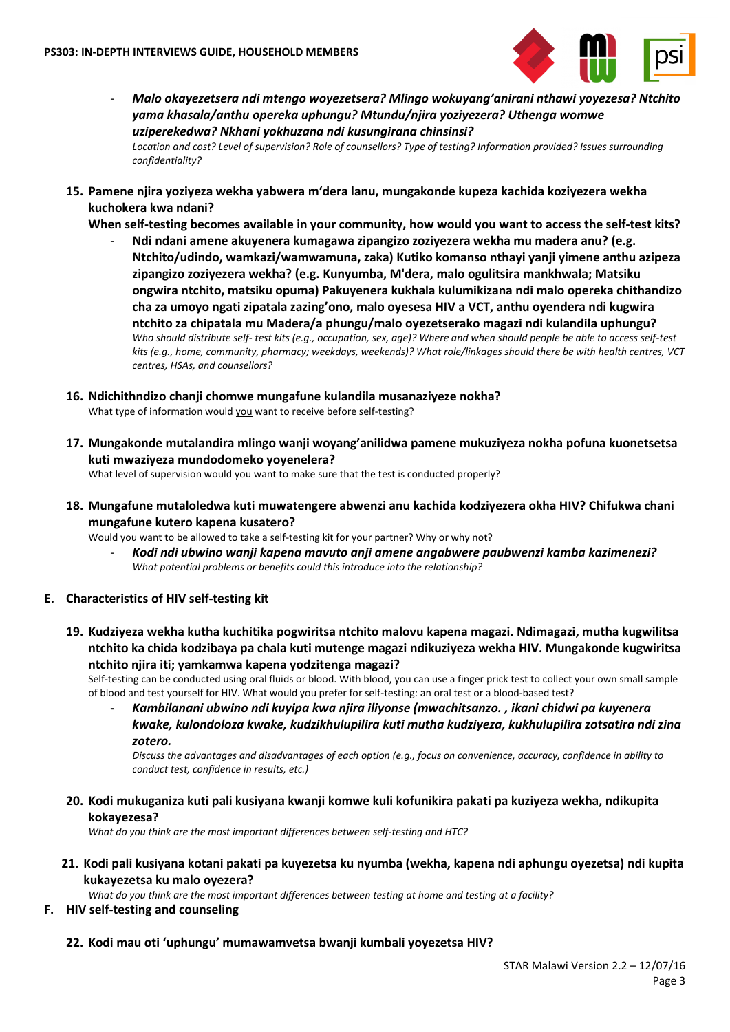- ***Malo okayezetsera ndi mtengo woyezetsera? Mlingo wokuyang'anirani nthawi yoyezesa? Ntchito yama khasala/anthu opereka uphungu? Mtundu/njira yoziyezera? Uthenga womwe uziperekedwa? Nkhani yokhuzana ndi kusungirana chinsinsi?***
  *Location and cost? Level of supervision? Role of counsellors? Type of testing? Information provided? Issues surrounding confidentiality?*

15. **Pamene njira yoziyeza wekha yabwera m'dera lanu, mungakonde kupeza kachida koziyezera wekha kuchokera kwa ndani?**
    **When self-testing becomes available in your community, how would you want to access the self-test kits?**
    - **Ndi ndani amene akuyenera kumagawa zipangizo zoziyezera wekha mu madera anu? (e.g. Ntchito/udindo, wamkazi/wamwamuna, zaka) Kutiko komanso nthayi yanji yimene anthu azipeza zipangizo zoziyezera wekha? (e.g. Kunyumba, M'dera, malo ogulitsira mankhwala; Matsiku ongwira ntchito, matsiku opuma) Pakuyenera kukhala kulumikizana ndi malo opereka chithandizo cha za umoyo ngati zipatala zazing'ono, malo oyesesa HIV a VCT, anthu oyendera ndi kugwira ntchito za chipatala mu Madera/a phungu/malo oyezetserako magazi ndi kulandila uphungu?**
      *Who should distribute self- test kits (e.g., occupation, sex, age)? Where and when should people be able to access self-test kits (e.g., home, community, pharmacy; weekdays, weekends)? What role/linkages should there be with health centres, VCT centres, HSAs, and counsellors?*

16. **Ndichithndizo chanji chomwe mungafune kulandila musanaziyeze nokha?**
    What type of information would you want to receive before self-testing?

17. **Mungakonde mutalandira mlingo wanji woyang'anilidwa pamene mukuziyeza nokha pofuna kuonetsetsa kuti mwaziyeza mundodomeko yoyenelera?**
    What level of supervision would you want to make sure that the test is conducted properly?

18. **Mungafune mutaloledwa kuti muwatengere abwenzi anu kachida kodziyezera okha HIV? Chifukwa chani mungafune kutero kapena kusatero?**
    Would you want to be allowed to take a self-testing kit for your partner? Why or why not?
    - ***Kodi ndi ubwino wanji kapena mavuto anji amene angabwere paubwenzi kamba kazimenezi?***
      *What potential problems or benefits could this introduce into the relationship?*

**E. Characteristics of HIV self-testing kit**

19. **Kudziyeza wekha kutha kuchitika pogwiritsa ntchito malovu kapena magazi. Ndimagazi, mutha kugwilitsa ntchito ka chida kodzibaya pa chala kuti mutenge magazi ndikuziyeza wekha HIV. Mungakonde kugwiritsa ntchito njira iti; yamkamwa kapena yodzitenga magazi?**
    Self-testing can be conducted using oral fluids or blood. With blood, you can use a finger prick test to collect your own small sample of blood and test yourself for HIV. What would you prefer for self-testing: an oral test or a blood-based test?
    - ***Kambilanani ubwino ndi kuyipa kwa njira iliyonse (mwachitsanzo. , ikani chidwi pa kuyenera kwake, kulondoloza kwake, kudzikhulupilira kuti mutha kudziyeza, kukhulupilira zotsatira ndi zina zotero.***
      *Discuss the advantages and disadvantages of each option (e.g., focus on convenience, accuracy, confidence in ability to conduct test, confidence in results, etc.)*

20. **Kodi mukuganiza kuti pali kusiyana kwanji komwe kuli kofunikira pakati pa kuziyeza wekha, ndikupita kokayezesa?**
    *What do you think are the most important differences between self-testing and HTC?*

21. **Kodi pali kusiyana kotani pakati pa kuyezetsa ku nyumba (wekha, kapena ndi aphungu oyezetsa) ndi kupita kukayezetsa ku malo oyezera?**
    *What do you think are the most important differences between testing at home and testing at a facility?*

**F. HIV self-testing and counseling**

22. **Kodi mau oti 'uphungu' mumawamvetsa bwanji kumbali yoyezetsa HIV?**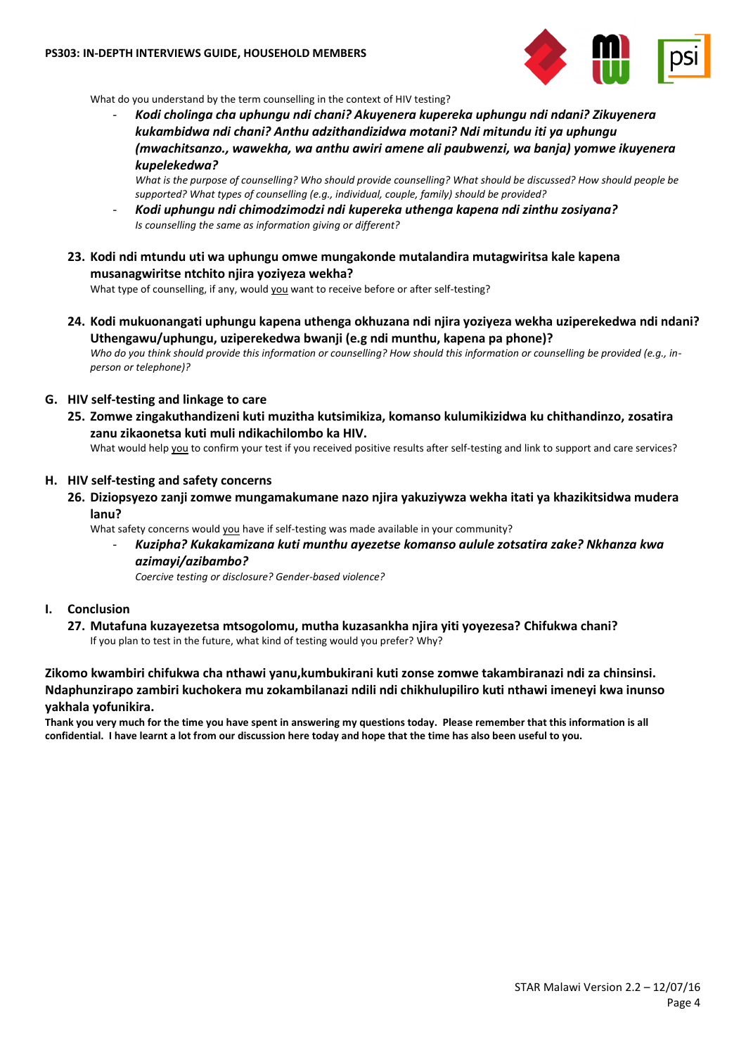What do you understand by the term counselling in the context of HIV testing?

- ***Kodi cholinga cha uphungu ndi chani? Akuyenera kupereka uphungu ndi ndani? Zikuyenera kukambidwa ndi chani? Anthu adzithandizidwa motani? Ndi mitundu iti ya uphungu (mwachitsanzo., wawekha, wa anthu awiri amene ali paubwenzi, wa banja) yomwe ikuyenera kupelekedwa?***

  *What is the purpose of counselling? Who should provide counselling? What should be discussed? How should people be supported? What types of counselling (e.g., individual, couple, family) should be provided?*

- ***Kodi uphungu ndi chimodzimodzi ndi kupereka uthenga kapena ndi zinthu zosiyana?***

  *Is counselling the same as information giving or different?*

**23. Kodi ndi mtundu uti wa uphungu omwe mungakonde mutalandira mutagwiritsa kale kapena musanagwiritse ntchito njira yoziyeza wekha?**

What type of counselling, if any, would you want to receive before or after self-testing?

**24. Kodi mukuonangati uphungu kapena uthenga okhuzana ndi njira yoziyeza wekha uziperekedwa ndi ndani? Uthengawu/uphungu, uziperekedwa bwanji (e.g ndi munthu, kapena pa phone)?**

*Who do you think should provide this information or counselling? How should this information or counselling be provided (e.g., in-person or telephone)?*

## G. HIV self-testing and linkage to care

**25. Zomwe zingakuthandizeni kuti muzitha kutsimikiza, komanso kulumikizidwa ku chithandinzo, zosatira zanu zikaonetsa kuti muli ndikachilombo ka HIV.**

What would help you to confirm your test if you received positive results after self-testing and link to support and care services?

## H. HIV self-testing and safety concerns

**26. Diziopsyezo zanji zomwe mungamakumane nazo njira yakuziywza wekha itati ya khazikitsidwa mudera lanu?**

What safety concerns would you have if self-testing was made available in your community?

- ***Kuzipha? Kukakamizana kuti munthu ayezetse komanso aulule zotsatira zake? Nkhanza kwa azimayi/azibambo?***

  *Coercive testing or disclosure? Gender-based violence?*

## I. Conclusion

**27. Mutafuna kuzayezetsa mtsogolomu, mutha kuzasankha njira yiti yoyezesa? Chifukwa chani?**

If you plan to test in the future, what kind of testing would you prefer? Why?

**Zikomo kwambiri chifukwa cha nthawi yanu,kumbukirani kuti zonse zomwe takambiranazi ndi za chinsinsi. Ndaphunzirapo zambiri kuchokera mu zokambilanazi ndili ndi chikhulupiliro kuti nthawi imeneyi kwa inunso yakhala yofunikira.**

**Thank you very much for the time you have spent in answering my questions today. Please remember that this information is all confidential. I have learnt a lot from our discussion here today and hope that the time has also been useful to you.**